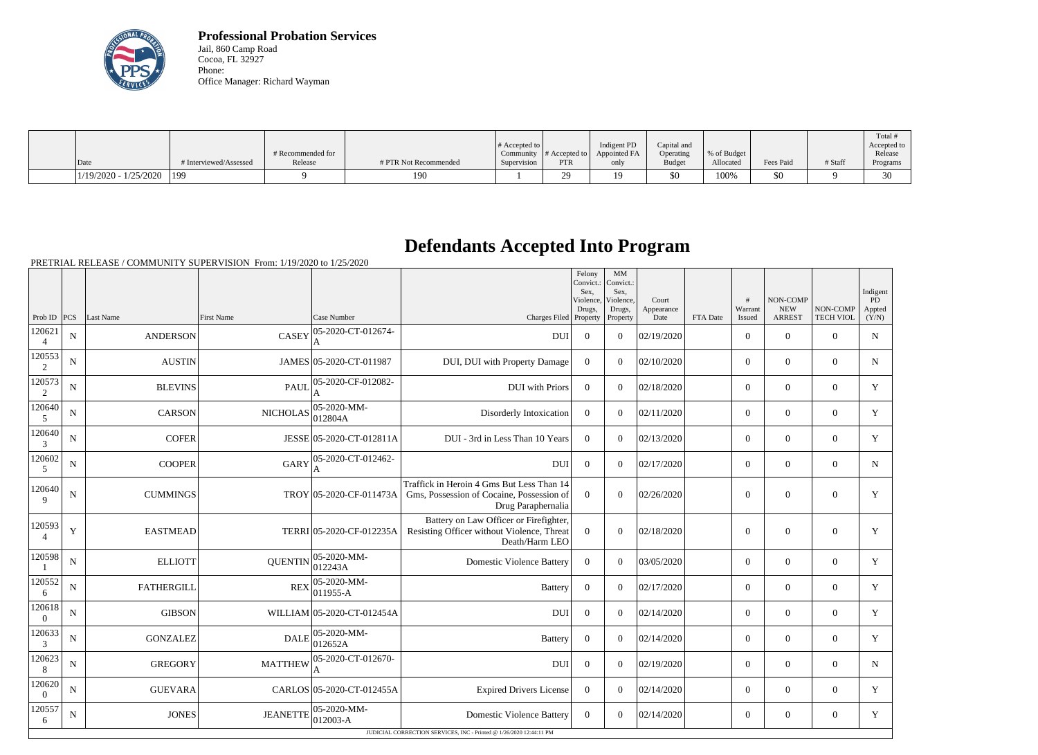**Professional Probation Services**
Jail, 860 Camp Road
Cocoa, FL 32927
Phone:
Office Manager: Richard Wayman

| Date | # Interviewed/Assessed | # Recommended for Release | # PTR Not Recommended | # Accepted to Community Supervision | # Accepted to PTR | Indigent PD Appointed FA only | Capital and Operating Budget | % of Budget Allocated | Fees Paid | # Staff | Total # Accepted to Release Programs |
|---|---|---|---|---|---|---|---|---|---|---|---|
| 1/19/2020 - 1/25/2020 | 199 | 9 | 190 | 1 | 29 | 19 | $0 | 100% | $0 | 9 | 30 |

# Defendants Accepted Into Program

PRETRIAL RELEASE / COMMUNITY SUPERVISION From: 1/19/2020 to 1/25/2020

| Prob ID | PCS | Last Name | First Name | Case Number | Charges Filed | Felony Convict.: Sex, Violence, Drugs, Property | MM Convict.: Sex, Violence, Drugs, Property | Court Appearance Date | FTA Date | # Warrant Issued | NON-COMP NEW ARREST | NON-COMP TECH VIOL | Indigent PD Appted (Y/N) |
|---|---|---|---|---|---|---|---|---|---|---|---|---|---|
| 1206214 | N | ANDERSON | CASEY | 05-2020-CT-012674-A | DUI | 0 | 0 | 02/19/2020 | | 0 | 0 | 0 | N |
| 1205532 | N | AUSTIN | JAMES | 05-2020-CT-011987 | DUI, DUI with Property Damage | 0 | 0 | 02/10/2020 | | 0 | 0 | 0 | N |
| 1205732 | N | BLEVINS | PAUL | 05-2020-CF-012082-A | DUI with Priors | 0 | 0 | 02/18/2020 | | 0 | 0 | 0 | Y |
| 1206405 | N | CARSON | NICHOLAS | 05-2020-MM-012804A | Disorderly Intoxication | 0 | 0 | 02/11/2020 | | 0 | 0 | 0 | Y |
| 1206403 | N | COFER | JESSE | 05-2020-CT-012811A | DUI - 3rd in Less Than 10 Years | 0 | 0 | 02/13/2020 | | 0 | 0 | 0 | Y |
| 1206025 | N | COOPER | GARY | 05-2020-CT-012462-A | DUI | 0 | 0 | 02/17/2020 | | 0 | 0 | 0 | N |
| 1206409 | N | CUMMINGS | TROY | 05-2020-CF-011473A | Traffick in Heroin 4 Gms But Less Than 14 Gms, Possession of Cocaine, Possession of Drug Paraphernalia | 0 | 0 | 02/26/2020 | | 0 | 0 | 0 | Y |
| 1205934 | Y | EASTMEAD | TERRI | 05-2020-CF-012235A | Battery on Law Officer or Firefighter, Resisting Officer without Violence, Threat Death/Harm LEO | 0 | 0 | 02/18/2020 | | 0 | 0 | 0 | Y |
| 1205981 | N | ELLIOTT | QUENTIN | 05-2020-MM-012243A | Domestic Violence Battery | 0 | 0 | 03/05/2020 | | 0 | 0 | 0 | Y |
| 1205526 | N | FATHERGILL | REX | 05-2020-MM-011955-A | Battery | 0 | 0 | 02/17/2020 | | 0 | 0 | 0 | Y |
| 1206180 | N | GIBSON | WILLIAM | 05-2020-CT-012454A | DUI | 0 | 0 | 02/14/2020 | | 0 | 0 | 0 | Y |
| 1206333 | N | GONZALEZ | DALE | 05-2020-MM-012652A | Battery | 0 | 0 | 02/14/2020 | | 0 | 0 | 0 | Y |
| 1206238 | N | GREGORY | MATTHEW | 05-2020-CT-012670-A | DUI | 0 | 0 | 02/19/2020 | | 0 | 0 | 0 | N |
| 1206200 | N | GUEVARA | CARLOS | 05-2020-CT-012455A | Expired Drivers License | 0 | 0 | 02/14/2020 | | 0 | 0 | 0 | Y |
| 1205576 | N | JONES | JEANETTE | 05-2020-MM-012003-A | Domestic Violence Battery | 0 | 0 | 02/14/2020 | | 0 | 0 | 0 | Y |

JUDICIAL CORRECTION SERVICES, INC - Printed @ 1/26/2020 12:44:11 PM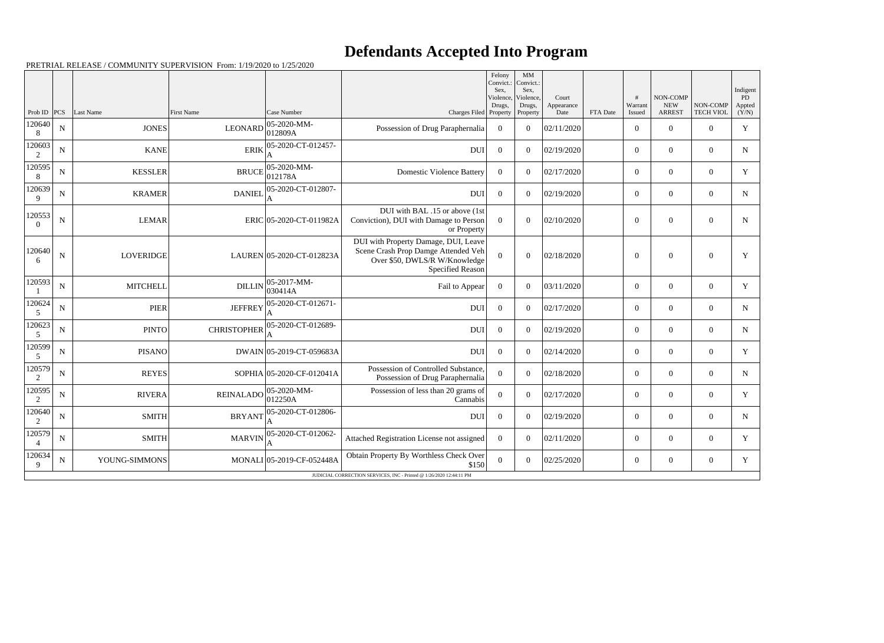# Defendants Accepted Into Program

PRETRIAL RELEASE / COMMUNITY SUPERVISION From: 1/19/2020 to 1/25/2020

| Prob ID | PCS | Last Name | First Name | Case Number | Charges Filed | Felony Convict.: Sex, Violence, Drugs, Property | MM Convict.: Sex, Violence, Drugs, Property | Court Appearance Date | FTA Date | # Warrant Issued | NON-COMP NEW ARREST | NON-COMP TECH VIOL | Indigent PD Appted (Y/N) |
|---|---|---|---|---|---|---|---|---|---|---|---|---|---|
| 1206408 | N | JONES | LEONARD | 05-2020-MM-012809A | Possession of Drug Paraphernalia | 0 | 0 | 02/11/2020 | | 0 | 0 | 0 | Y |
| 1206032 | N | KANE | ERIK | 05-2020-CT-012457-A | DUI | 0 | 0 | 02/19/2020 | | 0 | 0 | 0 | N |
| 1205958 | N | KESSLER | BRUCE | 05-2020-MM-012178A | Domestic Violence Battery | 0 | 0 | 02/17/2020 | | 0 | 0 | 0 | Y |
| 1206399 | N | KRAMER | DANIEL | 05-2020-CT-012807-A | DUI | 0 | 0 | 02/19/2020 | | 0 | 0 | 0 | N |
| 1205530 | N | LEMAR | ERIC | 05-2020-CT-011982A | DUI with BAL .15 or above (1st Conviction), DUI with Damage to Person or Property | 0 | 0 | 02/10/2020 | | 0 | 0 | 0 | N |
| 1206406 | N | LOVERIDGE | LAUREN | 05-2020-CT-012823A | DUI with Property Damage, DUI, Leave Scene Crash Prop Damge Attended Veh Over $50, DWLS/R W/Knowledge Specified Reason | 0 | 0 | 02/18/2020 | | 0 | 0 | 0 | Y |
| 1205931 | N | MITCHELL | DILLIN | 05-2017-MM-030414A | Fail to Appear | 0 | 0 | 03/11/2020 | | 0 | 0 | 0 | Y |
| 1206245 | N | PIER | JEFFREY | 05-2020-CT-012671-A | DUI | 0 | 0 | 02/17/2020 | | 0 | 0 | 0 | N |
| 1206235 | N | PINTO | CHRISTOPHER | 05-2020-CT-012689-A | DUI | 0 | 0 | 02/19/2020 | | 0 | 0 | 0 | N |
| 1205995 | N | PISANO | DWAIN | 05-2019-CT-059683A | DUI | 0 | 0 | 02/14/2020 | | 0 | 0 | 0 | Y |
| 1205792 | N | REYES | SOPHIA | 05-2020-CF-012041A | Possession of Controlled Substance, Possession of Drug Paraphernalia | 0 | 0 | 02/18/2020 | | 0 | 0 | 0 | N |
| 1205952 | N | RIVERA | REINALADO | 05-2020-MM-012250A | Possession of less than 20 grams of Cannabis | 0 | 0 | 02/17/2020 | | 0 | 0 | 0 | Y |
| 1206402 | N | SMITH | BRYANT | 05-2020-CT-012806-A | DUI | 0 | 0 | 02/19/2020 | | 0 | 0 | 0 | N |
| 1205794 | N | SMITH | MARVIN | 05-2020-CT-012062-A | Attached Registration License not assigned | 0 | 0 | 02/11/2020 | | 0 | 0 | 0 | Y |
| 1206349 | N | YOUNG-SIMMONS | MONALI | 05-2019-CF-052448A | Obtain Property By Worthless Check Over $150 | 0 | 0 | 02/25/2020 | | 0 | 0 | 0 | Y |

JUDICIAL CORRECTION SERVICES, INC - Printed @ 1/26/2020 12:44:11 PM